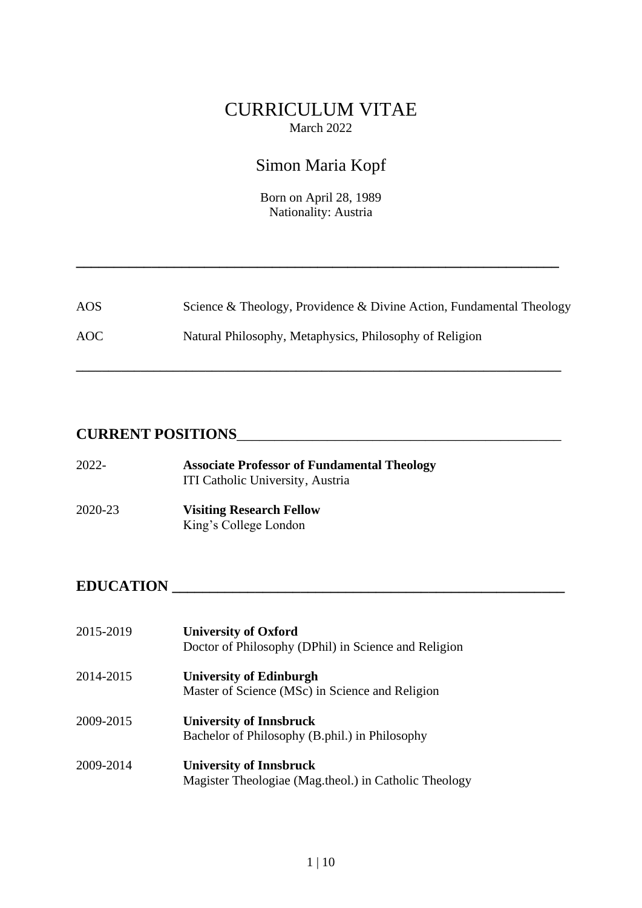# CURRICULUM VITAE

March 2022

## Simon Maria Kopf

Born on April 28, 1989
Nationality: Austria

---

| | |
|---|---|
| AOS | Science & Theology, Providence & Divine Action, Fundamental Theology |
| AOC | Natural Philosophy, Metaphysics, Philosophy of Religion |

---

## CURRENT POSITIONS

2022- **Associate Professor of Fundamental Theology**
ITI Catholic University, Austria

2020-23 **Visiting Research Fellow**
King's College London

## EDUCATION

2015-2019 **University of Oxford**
Doctor of Philosophy (DPhil) in Science and Religion

2014-2015 **University of Edinburgh**
Master of Science (MSc) in Science and Religion

2009-2015 **University of Innsbruck**
Bachelor of Philosophy (B.phil.) in Philosophy

2009-2014 **University of Innsbruck**
Magister Theologiae (Mag.theol.) in Catholic Theology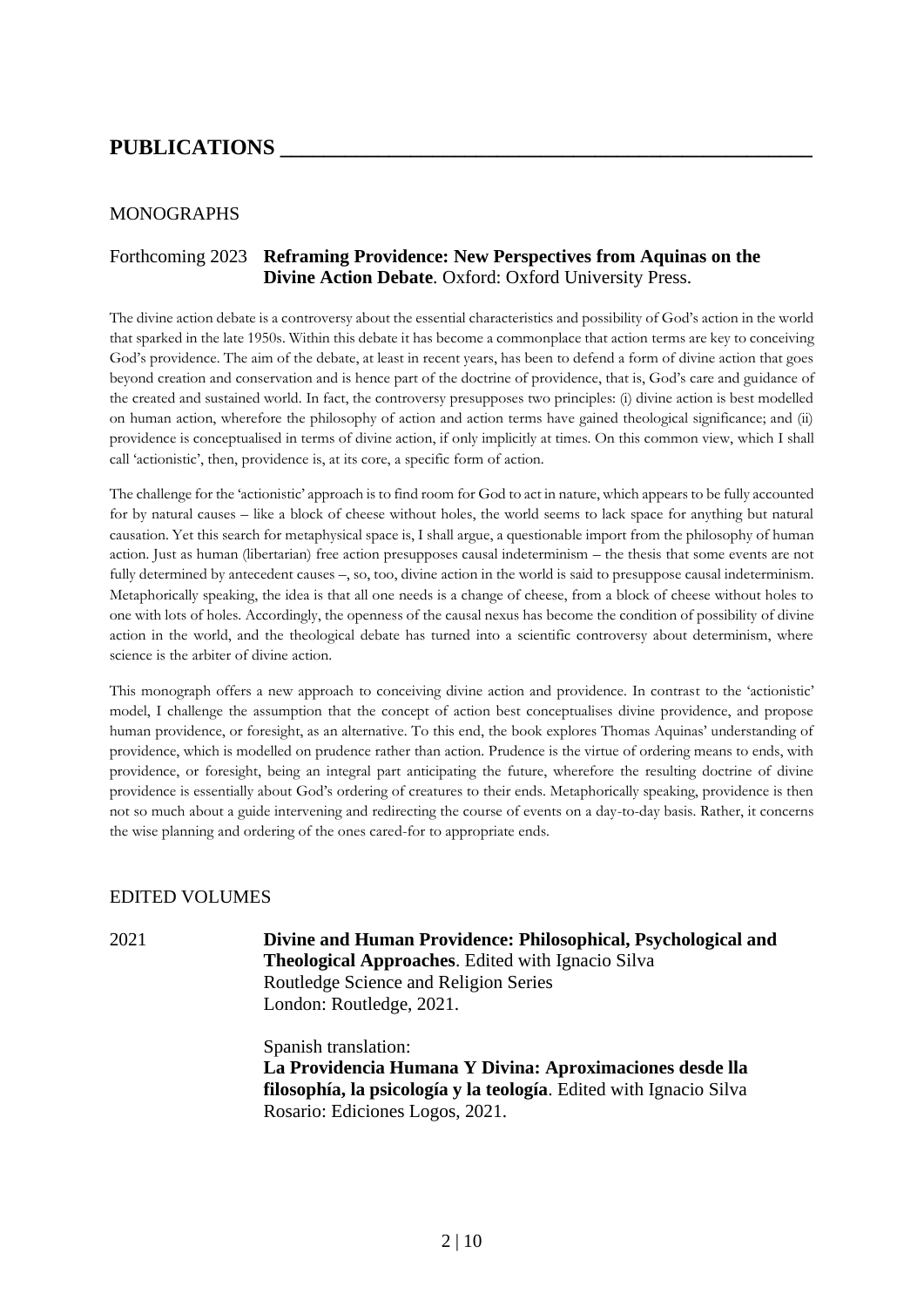# PUBLICATIONS

## MONOGRAPHS

Forthconing 2023 **Reframing Providence: New Perspectives from Aquinas on the Divine Action Debate**. Oxford: Oxford University Press.

The divine action debate is a controversy about the essential characteristics and possibility of God's action in the world that sparked in the late 1950s. Within this debate it has become a commonplace that action terms are key to conceiving God's providence. The aim of the debate, at least in recent years, has been to defend a form of divine action that goes beyond creation and conservation and is hence part of the doctrine of providence, that is, God's care and guidance of the created and sustained world. In fact, the controversy presupposes two principles: (i) divine action is best modelled on human action, wherefore the philosophy of action and action terms have gained theological significance; and (ii) providence is conceptualised in terms of divine action, if only implicitly at times. On this common view, which I shall call 'actionistic', then, providence is, at its core, a specific form of action.

The challenge for the 'actionistic' approach is to find room for God to act in nature, which appears to be fully accounted for by natural causes – like a block of cheese without holes, the world seems to lack space for anything but natural causation. Yet this search for metaphysical space is, I shall argue, a questionable import from the philosophy of human action. Just as human (libertarian) free action presupposes causal indeterminism – the thesis that some events are not fully determined by antecedent causes –, so, too, divine action in the world is said to presuppose causal indeterminism. Metaphorically speaking, the idea is that all one needs is a change of cheese, from a block of cheese without holes to one with lots of holes. Accordingly, the openness of the causal nexus has become the condition of possibility of divine action in the world, and the theological debate has turned into a scientific controversy about determinism, where science is the arbiter of divine action.

This monograph offers a new approach to conceiving divine action and providence. In contrast to the 'actionistic' model, I challenge the assumption that the concept of action best conceptualises divine providence, and propose human providence, or foresight, as an alternative. To this end, the book explores Thomas Aquinas' understanding of providence, which is modelled on prudence rather than action. Prudence is the virtue of ordering means to ends, with providence, or foresight, being an integral part anticipating the future, wherefore the resulting doctrine of divine providence is essentially about God's ordering of creatures to their ends. Metaphorically speaking, providence is then not so much about a guide intervening and redirecting the course of events on a day-to-day basis. Rather, it concerns the wise planning and ordering of the ones cared-for to appropriate ends.

## EDITED VOLUMES

2021 **Divine and Human Providence: Philosophical, Psychological and Theological Approaches**. Edited with Ignacio Silva
Routledge Science and Religion Series
London: Routledge, 2021.

Spanish translation:
**La Providencia Humana Y Divina: Aproximaciones desde lla filosophía, la psicología y la teología**. Edited with Ignacio Silva
Rosario: Ediciones Logos, 2021.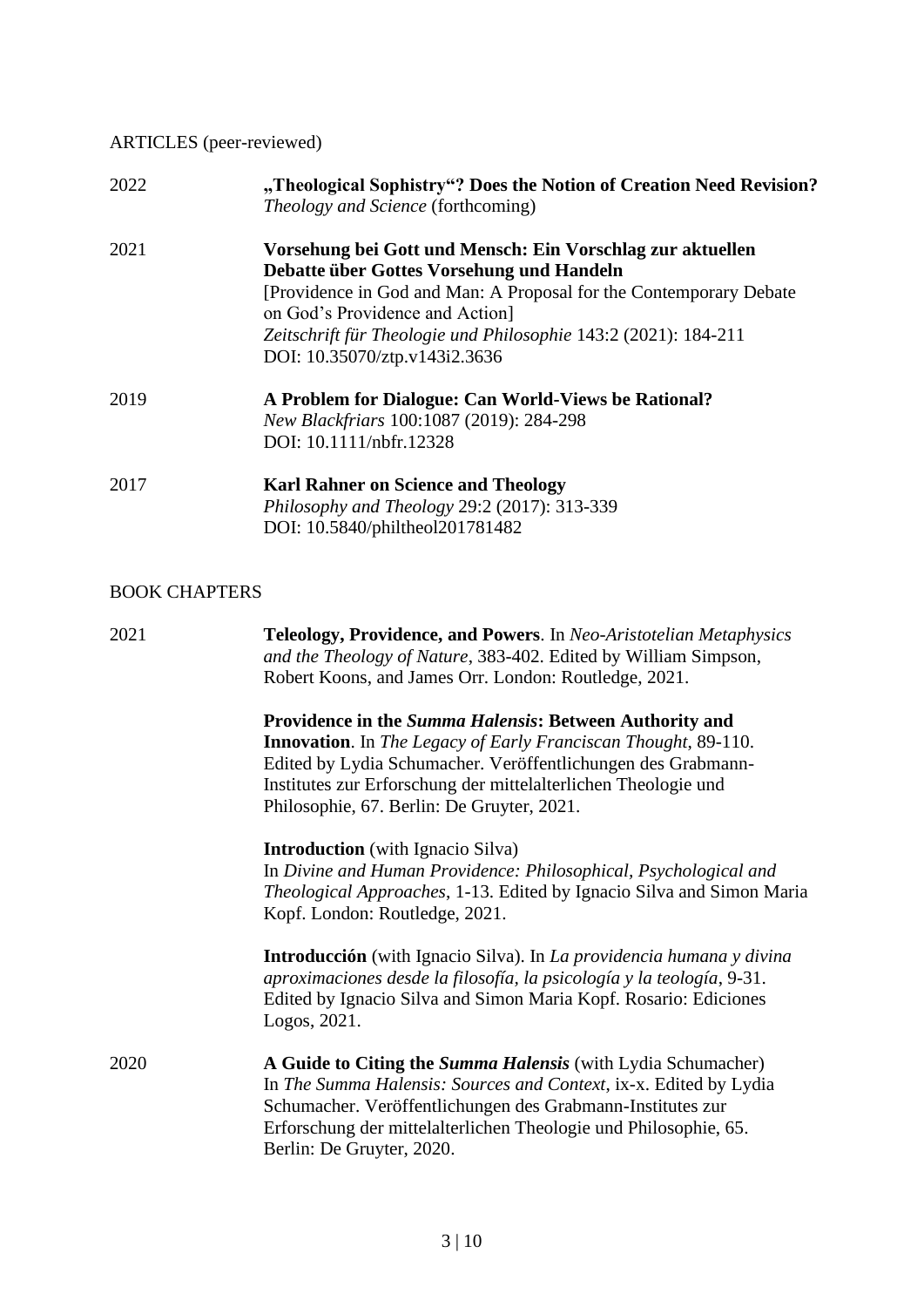## ARTICLES (peer-reviewed)

2022 **„Theological Sophistry"? Does the Notion of Creation Need Revision?**
*Theology and Science* (forthcoming)

2021 **Vorsehung bei Gott und Mensch: Ein Vorschlag zur aktuellen Debatte über Gottes Vorsehung und Handeln**
[Providence in God and Man: A Proposal for the Contemporary Debate on God's Providence and Action]
*Zeitschrift für Theologie und Philosophie* 143:2 (2021): 184-211
DOI: 10.35070/ztp.v143i2.3636

2019 **A Problem for Dialogue: Can World-Views be Rational?**
*New Blackfriars* 100:1087 (2019): 284-298
DOI: 10.1111/nbfr.12328

2017 **Karl Rahner on Science and Theology**
*Philosophy and Theology* 29:2 (2017): 313-339
DOI: 10.5840/philtheol201781482

## BOOK CHAPTERS

2021 **Teleology, Providence, and Powers**. In *Neo-Aristotelian Metaphysics and the Theology of Nature*, 383-402. Edited by William Simpson, Robert Koons, and James Orr. London: Routledge, 2021.

**Providence in the *Summa Halensis*: Between Authority and Innovation**. In *The Legacy of Early Franciscan Thought*, 89-110. Edited by Lydia Schumacher. Veröffentlichungen des Grabmann-Institutes zur Erforschung der mittelalterlichen Theologie und Philosophie, 67. Berlin: De Gruyter, 2021.

**Introduction** (with Ignacio Silva)
In *Divine and Human Providence: Philosophical, Psychological and Theological Approaches*, 1-13. Edited by Ignacio Silva and Simon Maria Kopf. London: Routledge, 2021.

**Introducción** (with Ignacio Silva). In *La providencia humana y divina aproximaciones desde la filosofía, la psicología y la teología*, 9-31. Edited by Ignacio Silva and Simon Maria Kopf. Rosario: Ediciones Logos, 2021.

2020 **A Guide to Citing the *Summa Halensis*** (with Lydia Schumacher)
In *The Summa Halensis: Sources and Context*, ix-x. Edited by Lydia Schumacher. Veröffentlichungen des Grabmann-Institutes zur Erforschung der mittelalterlichen Theologie und Philosophie, 65. Berlin: De Gruyter, 2020.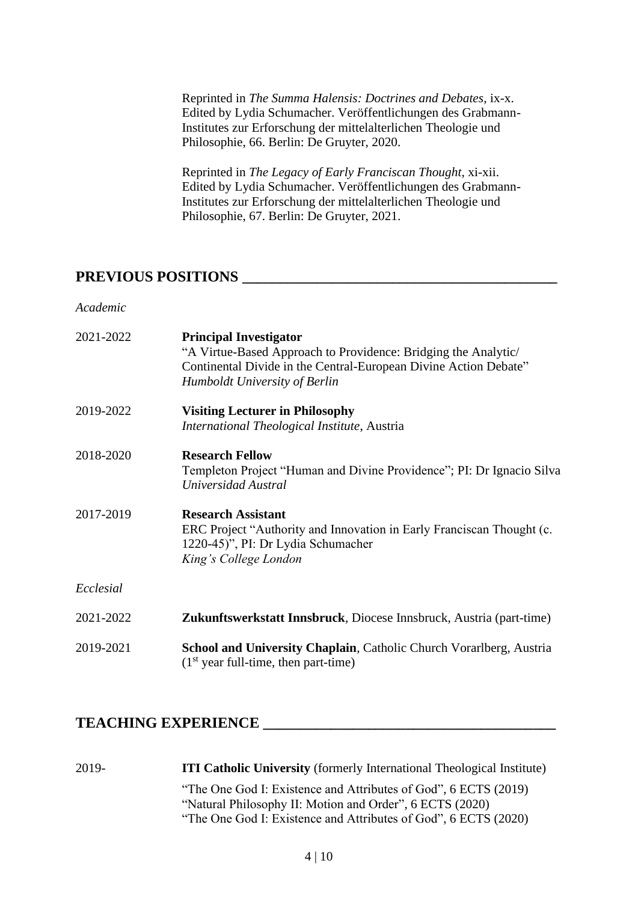Reprinted in *The Summa Halensis: Doctrines and Debates*, ix-x. Edited by Lydia Schumacher. Veröffentlichungen des Grabmann-Institutes zur Erforschung der mittelalterlichen Theologie und Philosophie, 66. Berlin: De Gruyter, 2020.

Reprinted in *The Legacy of Early Franciscan Thought*, xi-xii. Edited by Lydia Schumacher. Veröffentlichungen des Grabmann-Institutes zur Erforschung der mittelalterlichen Theologie und Philosophie, 67. Berlin: De Gruyter, 2021.

## PREVIOUS POSITIONS

*Academic*

2021-2022 **Principal Investigator**
"A Virtue-Based Approach to Providence: Bridging the Analytic/ Continental Divide in the Central-European Divine Action Debate"
*Humboldt University of Berlin*

2019-2022 **Visiting Lecturer in Philosophy**
*International Theological Institute*, Austria

2018-2020 **Research Fellow**
Templeton Project "Human and Divine Providence"; PI: Dr Ignacio Silva
*Universidad Austral*

2017-2019 **Research Assistant**
ERC Project "Authority and Innovation in Early Franciscan Thought (c. 1220-45)", PI: Dr Lydia Schumacher
*King's College London*

*Ecclesial*

2021-2022 **Zukunftswerkstatt Innsbruck**, Diocese Innsbruck, Austria (part-time)

2019-2021 **School and University Chaplain**, Catholic Church Vorarlberg, Austria (1st year full-time, then part-time)

## TEACHING EXPERIENCE

2019- **ITI Catholic University** (formerly International Theological Institute)

"The One God I: Existence and Attributes of God", 6 ECTS (2019)
"Natural Philosophy II: Motion and Order", 6 ECTS (2020)
"The One God I: Existence and Attributes of God", 6 ECTS (2020)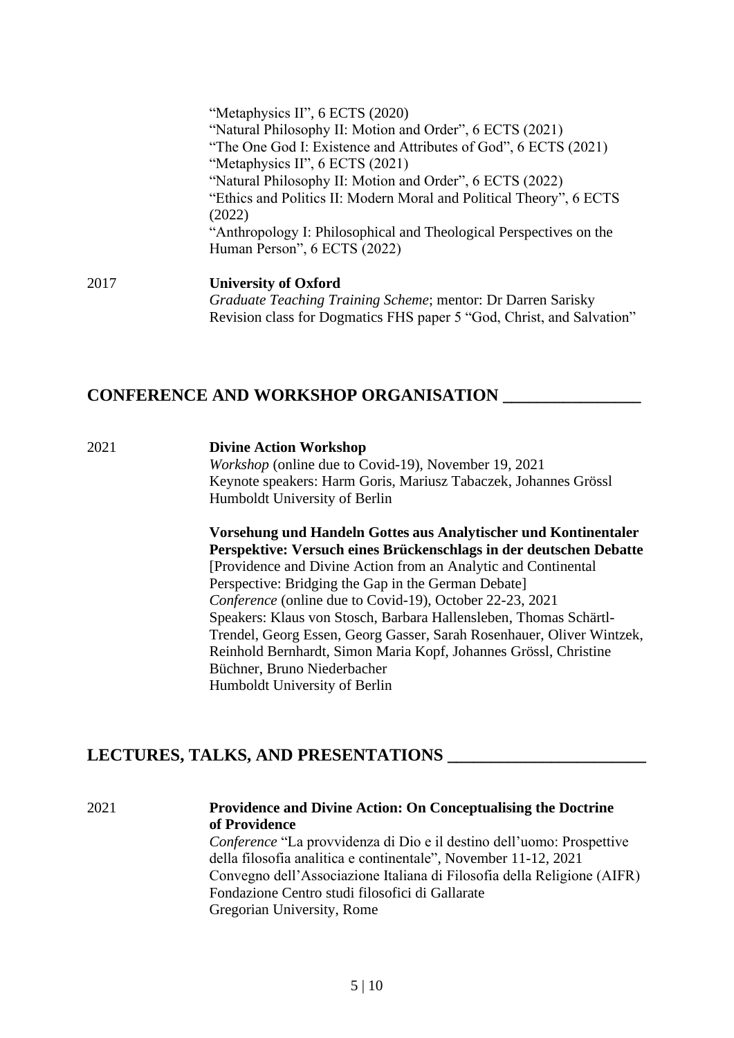"Metaphysics II", 6 ECTS (2020)
"Natural Philosophy II: Motion and Order", 6 ECTS (2021)
"The One God I: Existence and Attributes of God", 6 ECTS (2021)
"Metaphysics II", 6 ECTS (2021)
"Natural Philosophy II: Motion and Order", 6 ECTS (2022)
"Ethics and Politics II: Modern Moral and Political Theory", 6 ECTS (2022)
"Anthropology I: Philosophical and Theological Perspectives on the Human Person", 6 ECTS (2022)

2017 **University of Oxford**
*Graduate Teaching Training Scheme*; mentor: Dr Darren Sarisky
Revision class for Dogmatics FHS paper 5 "God, Christ, and Salvation"

## CONFERENCE AND WORKSHOP ORGANISATION

2021 **Divine Action Workshop**
*Workshop* (online due to Covid-19), November 19, 2021
Keynote speakers: Harm Goris, Mariusz Tabaczek, Johannes Grössl
Humboldt University of Berlin

**Vorsehung und Handeln Gottes aus Analytischer und Kontinentaler Perspektive: Versuch eines Brückenschlags in der deutschen Debatte**
[Providence and Divine Action from an Analytic and Continental Perspective: Bridging the Gap in the German Debate]
*Conference* (online due to Covid-19), October 22-23, 2021
Speakers: Klaus von Stosch, Barbara Hallensleben, Thomas Schärtl-Trendel, Georg Essen, Georg Gasser, Sarah Rosenhauer, Oliver Wintzek, Reinhold Bernhardt, Simon Maria Kopf, Johannes Grössl, Christine Büchner, Bruno Niederbacher
Humboldt University of Berlin

## LECTURES, TALKS, AND PRESENTATIONS

2021 **Providence and Divine Action: On Conceptualising the Doctrine of Providence**
*Conference* "La provvidenza di Dio e il destino dell'uomo: Prospettive della filosofia analitica e continentale", November 11-12, 2021
Convegno dell'Associazione Italiana di Filosofia della Religione (AIFR)
Fondazione Centro studi filosofici di Gallarate
Gregorian University, Rome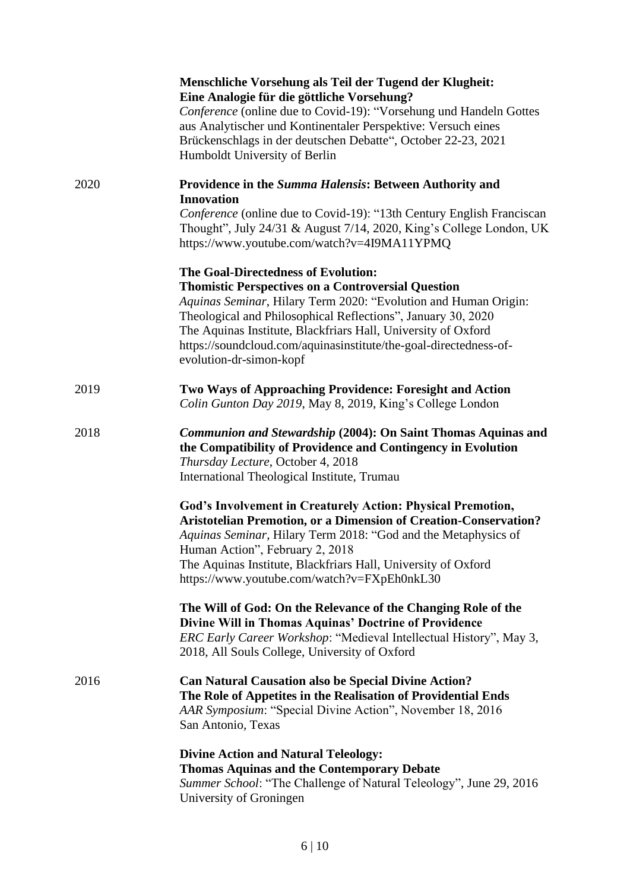**Menschliche Vorsehung als Teil der Tugend der Klugheit: Eine Analogie für die göttliche Vorsehung?**
*Conference* (online due to Covid-19): "Vorsehung und Handeln Gottes aus Analytischer und Kontinentaler Perspektive: Versuch eines Brückenschlags in der deutschen Debatte", October 22-23, 2021
Humboldt University of Berlin

2020

**Providence in the *Summa Halensis*: Between Authority and Innovation**
*Conference* (online due to Covid-19): "13th Century English Franciscan Thought", July 24/31 & August 7/14, 2020, King's College London, UK
https://www.youtube.com/watch?v=4I9MA11YPMQ

**The Goal-Directedness of Evolution: Thomistic Perspectives on a Controversial Question**
*Aquinas Seminar*, Hilary Term 2020: "Evolution and Human Origin: Theological and Philosophical Reflections", January 30, 2020
The Aquinas Institute, Blackfriars Hall, University of Oxford
https://soundcloud.com/aquinasinstitute/the-goal-directedness-of-evolution-dr-simon-kopf

2019

**Two Ways of Approaching Providence: Foresight and Action**
*Colin Gunton Day 2019*, May 8, 2019, King's College London

2018

***Communion and Stewardship* (2004): On Saint Thomas Aquinas and the Compatibility of Providence and Contingency in Evolution**
*Thursday Lecture*, October 4, 2018
International Theological Institute, Trumau

**God's Involvement in Creaturely Action: Physical Premotion, Aristotelian Premotion, or a Dimension of Creation-Conservation?**
*Aquinas Seminar*, Hilary Term 2018: "God and the Metaphysics of Human Action", February 2, 2018
The Aquinas Institute, Blackfriars Hall, University of Oxford
https://www.youtube.com/watch?v=FXpEh0nkL30

**The Will of God: On the Relevance of the Changing Role of the Divine Will in Thomas Aquinas' Doctrine of Providence**
*ERC Early Career Workshop*: "Medieval Intellectual History", May 3, 2018, All Souls College, University of Oxford

2016

**Can Natural Causation also be Special Divine Action? The Role of Appetites in the Realisation of Providential Ends**
*AAR Symposium*: "Special Divine Action", November 18, 2016
San Antonio, Texas

**Divine Action and Natural Teleology: Thomas Aquinas and the Contemporary Debate**
*Summer School*: "The Challenge of Natural Teleology", June 29, 2016
University of Groningen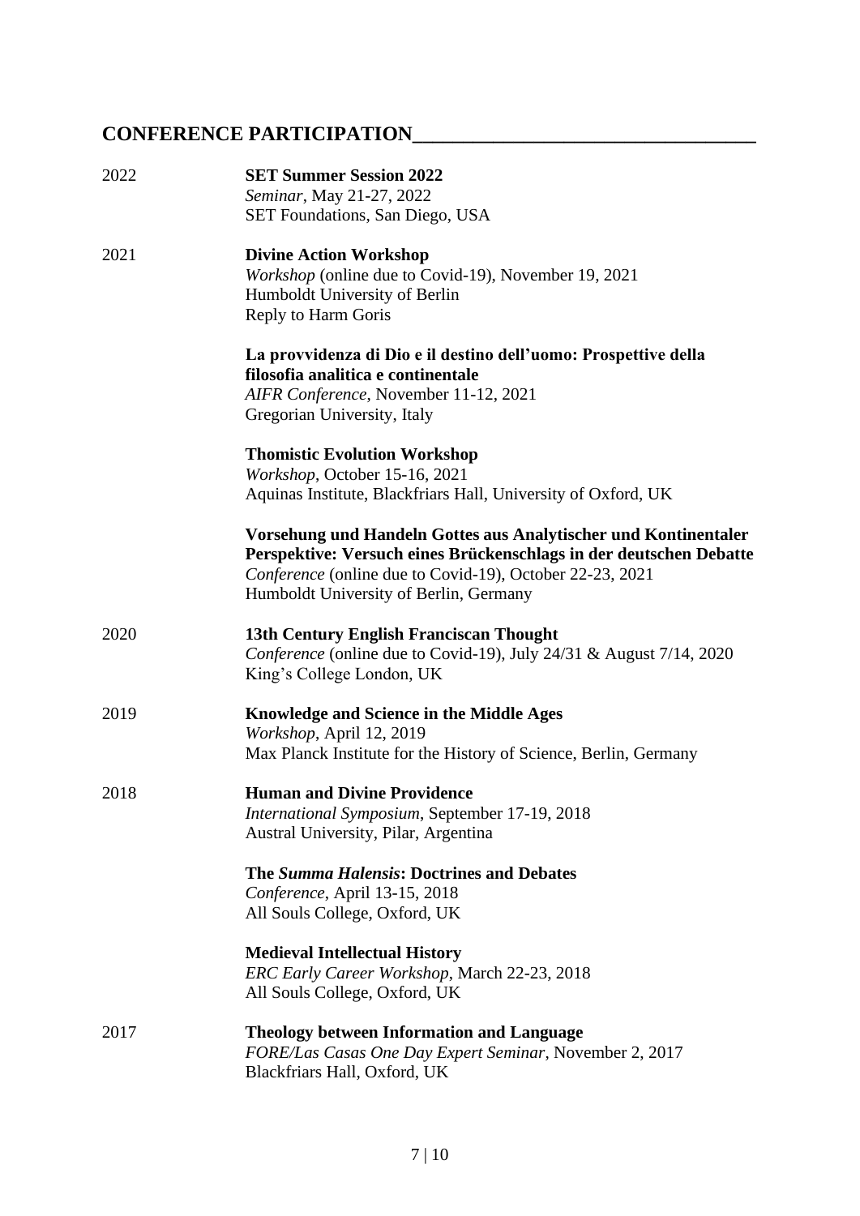## CONFERENCE PARTICIPATION

2022

**SET Summer Session 2022**
*Seminar*, May 21-27, 2022
SET Foundations, San Diego, USA

2021

**Divine Action Workshop**
*Workshop* (online due to Covid-19), November 19, 2021
Humboldt University of Berlin
Reply to Harm Goris

**La provvidenza di Dio e il destino dell'uomo: Prospettive della filosofia analitica e continentale**
*AIFR Conference*, November 11-12, 2021
Gregorian University, Italy

**Thomistic Evolution Workshop**
*Workshop*, October 15-16, 2021
Aquinas Institute, Blackfriars Hall, University of Oxford, UK

**Vorsehung und Handeln Gottes aus Analytischer und Kontinentaler Perspektive: Versuch eines Brückenschlags in der deutschen Debatte**
*Conference* (online due to Covid-19), October 22-23, 2021
Humboldt University of Berlin, Germany

2020

**13th Century English Franciscan Thought**
*Conference* (online due to Covid-19), July 24/31 & August 7/14, 2020
King's College London, UK

2019

**Knowledge and Science in the Middle Ages**
*Workshop*, April 12, 2019
Max Planck Institute for the History of Science, Berlin, Germany

2018

**Human and Divine Providence**
*International Symposium*, September 17-19, 2018
Austral University, Pilar, Argentina

**The *Summa Halensis*: Doctrines and Debates**
*Conference*, April 13-15, 2018
All Souls College, Oxford, UK

**Medieval Intellectual History**
*ERC Early Career Workshop*, March 22-23, 2018
All Souls College, Oxford, UK

2017

**Theology between Information and Language**
*FORE/Las Casas One Day Expert Seminar*, November 2, 2017
Blackfriars Hall, Oxford, UK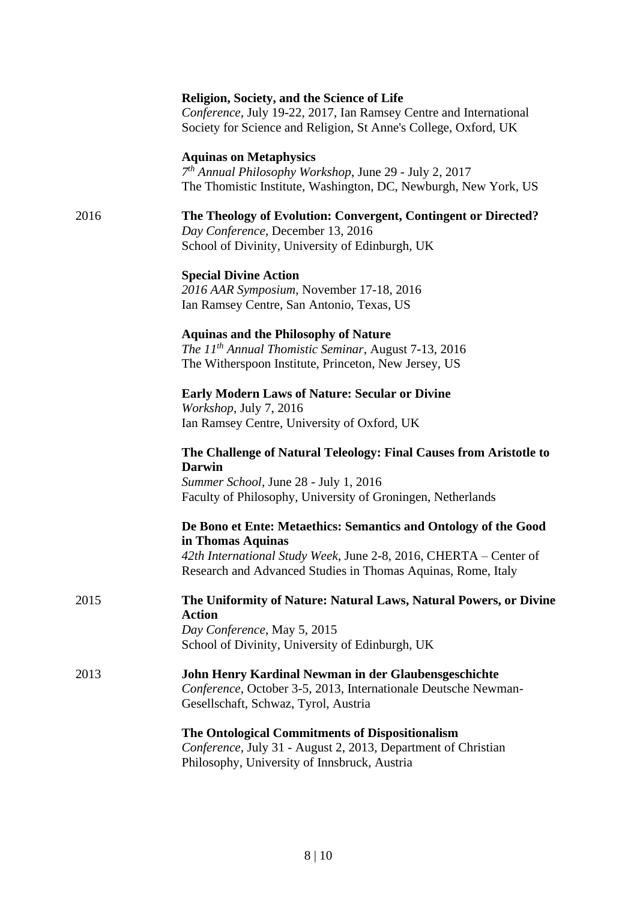**Religion, Society, and the Science of Life**
*Conference*, July 19-22, 2017, Ian Ramsey Centre and International Society for Science and Religion, St Anne's College, Oxford, UK

**Aquinas on Metaphysics**
*7th Annual Philosophy Workshop*, June 29 - July 2, 2017
The Thomistic Institute, Washington, DC, Newburgh, New York, US

2016

**The Theology of Evolution: Convergent, Contingent or Directed?**
*Day Conference*, December 13, 2016
School of Divinity, University of Edinburgh, UK

**Special Divine Action**
*2016 AAR Symposium*, November 17-18, 2016
Ian Ramsey Centre, San Antonio, Texas, US

**Aquinas and the Philosophy of Nature**
*The 11th Annual Thomistic Seminar*, August 7-13, 2016
The Witherspoon Institute, Princeton, New Jersey, US

**Early Modern Laws of Nature: Secular or Divine**
*Workshop*, July 7, 2016
Ian Ramsey Centre, University of Oxford, UK

**The Challenge of Natural Teleology: Final Causes from Aristotle to Darwin**
*Summer School*, June 28 - July 1, 2016
Faculty of Philosophy, University of Groningen, Netherlands

**De Bono et Ente: Metaethics: Semantics and Ontology of the Good in Thomas Aquinas**
*42th International Study Week*, June 2-8, 2016, CHERTA – Center of Research and Advanced Studies in Thomas Aquinas, Rome, Italy

2015

**The Uniformity of Nature: Natural Laws, Natural Powers, or Divine Action**
*Day Conference*, May 5, 2015
School of Divinity, University of Edinburgh, UK

2013

**John Henry Kardinal Newman in der Glaubensgeschichte**
*Conference*, October 3-5, 2013, Internationale Deutsche Newman-Gesellschaft, Schwaz, Tyrol, Austria

**The Ontological Commitments of Dispositionalism**
*Conference*, July 31 - August 2, 2013, Department of Christian Philosophy, University of Innsbruck, Austria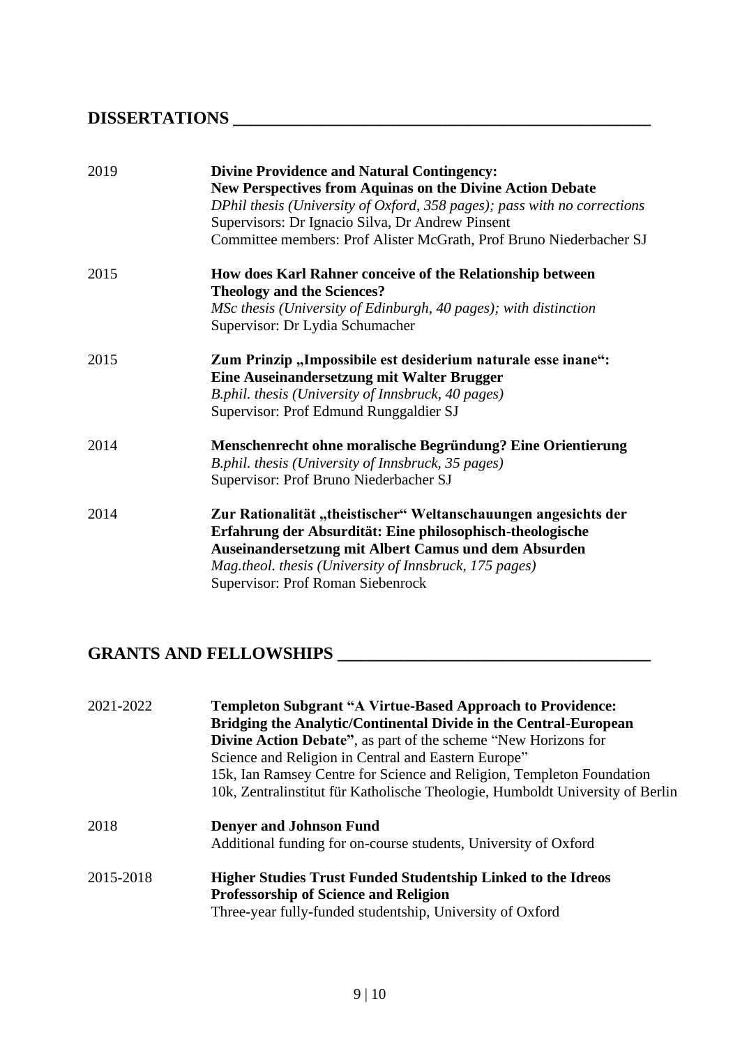## DISSERTATIONS

2019 **Divine Providence and Natural Contingency:**
**New Perspectives from Aquinas on the Divine Action Debate**
*DPhil thesis (University of Oxford, 358 pages); pass with no corrections*
Supervisors: Dr Ignacio Silva, Dr Andrew Pinsent
Committee members: Prof Alister McGrath, Prof Bruno Niederbacher SJ

2015 **How does Karl Rahner conceive of the Relationship between Theology and the Sciences?**
*MSc thesis (University of Edinburgh, 40 pages); with distinction*
Supervisor: Dr Lydia Schumacher

2015 **Zum Prinzip „Impossibile est desiderium naturale esse inane“: Eine Auseinandersetzung mit Walter Brugger**
*B.phil. thesis (University of Innsbruck, 40 pages)*
Supervisor: Prof Edmund Runggaldier SJ

2014 **Menschenrecht ohne moralische Begründung? Eine Orientierung**
*B.phil. thesis (University of Innsbruck, 35 pages)*
Supervisor: Prof Bruno Niederbacher SJ

2014 **Zur Rationalität „theistischer“ Weltanschauungen angesichts der Erfahrung der Absurdität: Eine philosophisch-theologische Auseinandersetzung mit Albert Camus und dem Absurden**
*Mag.theol. thesis (University of Innsbruck, 175 pages)*
Supervisor: Prof Roman Siebenrock

## GRANTS AND FELLOWSHIPS

2021-2022 **Templeton Subgrant "A Virtue-Based Approach to Providence: Bridging the Analytic/Continental Divide in the Central-European Divine Action Debate"**, as part of the scheme "New Horizons for Science and Religion in Central and Eastern Europe"
15k, Ian Ramsey Centre for Science and Religion, Templeton Foundation
10k, Zentralinstitut für Katholische Theologie, Humboldt University of Berlin

2018 **Denyer and Johnson Fund**
Additional funding for on-course students, University of Oxford

2015-2018 **Higher Studies Trust Funded Studentship Linked to the Idreos Professorship of Science and Religion**
Three-year fully-funded studentship, University of Oxford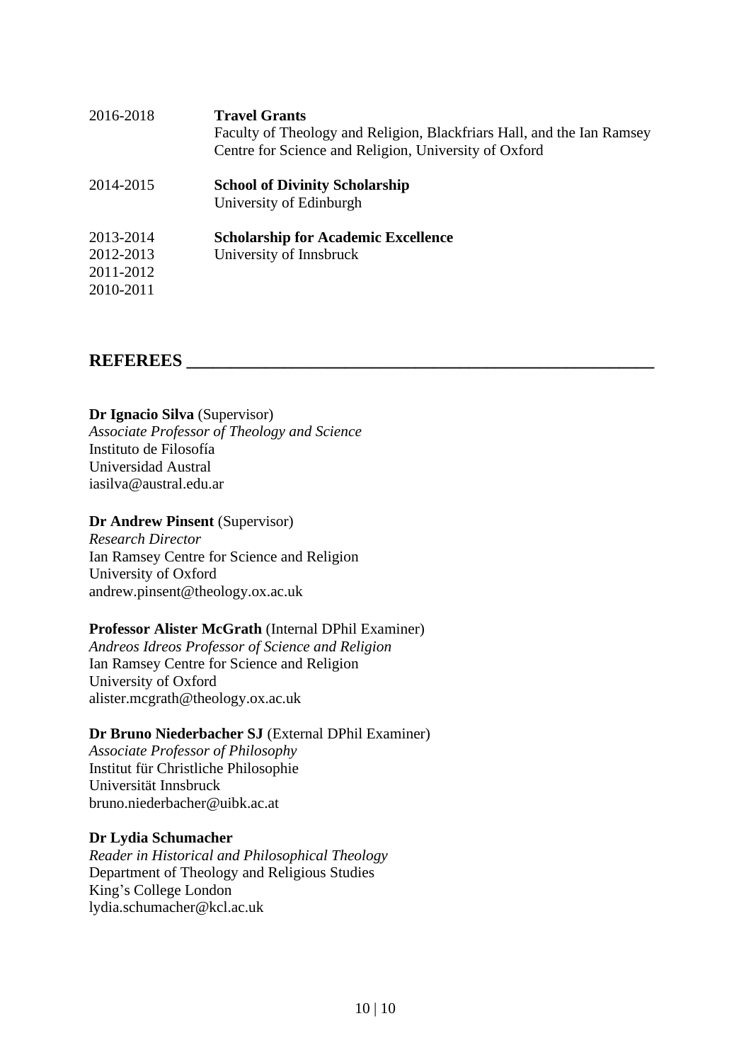2016-2018 **Travel Grants**
Faculty of Theology and Religion, Blackfriars Hall, and the Ian Ramsey Centre for Science and Religion, University of Oxford

2014-2015 **School of Divinity Scholarship**
University of Edinburgh

2013-2014
2012-2013
2011-2012
2010-2011
**Scholarship for Academic Excellence**
University of Innsbruck

## REFEREES

**Dr Ignacio Silva** (Supervisor)
*Associate Professor of Theology and Science*
Instituto de Filosofía
Universidad Austral
iasilva@austral.edu.ar

**Dr Andrew Pinsent** (Supervisor)
*Research Director*
Ian Ramsey Centre for Science and Religion
University of Oxford
andrew.pinsent@theology.ox.ac.uk

**Professor Alister McGrath** (Internal DPhil Examiner)
*Andreos Idreos Professor of Science and Religion*
Ian Ramsey Centre for Science and Religion
University of Oxford
alister.mcgrath@theology.ox.ac.uk

**Dr Bruno Niederbacher SJ** (External DPhil Examiner)
*Associate Professor of Philosophy*
Institut für Christliche Philosophie
Universität Innsbruck
bruno.niederbacher@uibk.ac.at

**Dr Lydia Schumacher**
*Reader in Historical and Philosophical Theology*
Department of Theology and Religious Studies
King's College London
lydia.schumacher@kcl.ac.uk